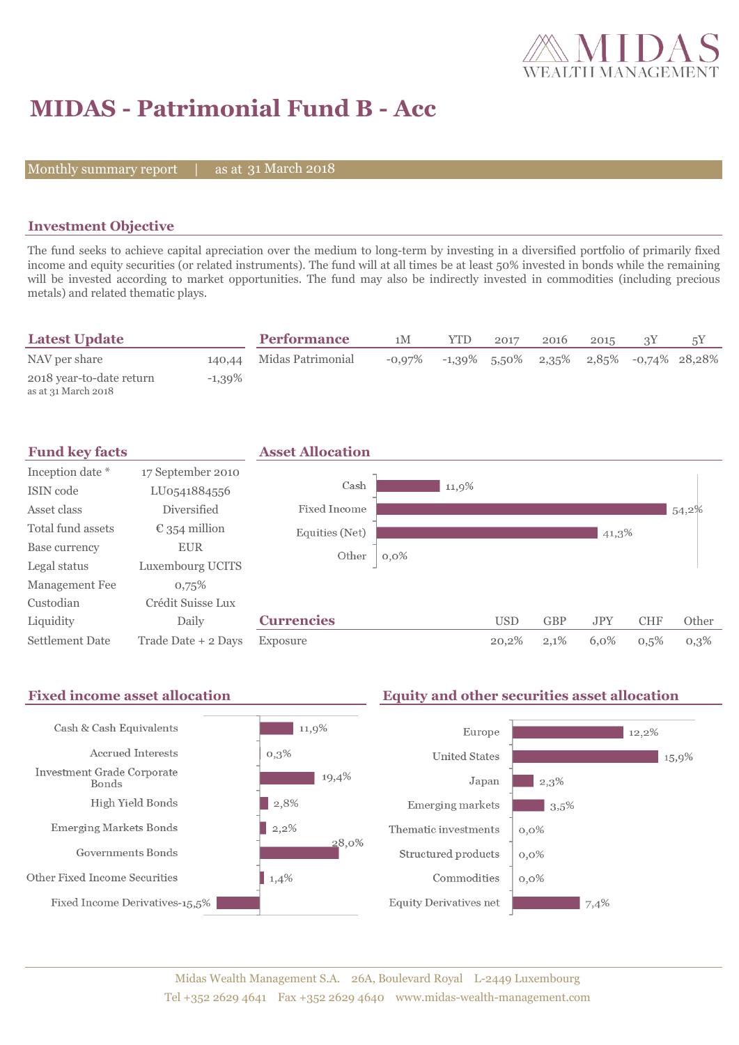# MIDAS - Patrimonial Fund B - Acc

Monthly summary report | as at 31 March 2018

## Investment Objective

The fund seeks to achieve capital apreciation over the medium to long-term by investing in a diversified portfolio of primarily fixed income and equity securities (or related instruments). The fund will at all times be at least 50% invested in bonds while the remaining will be invested according to market opportunities. The fund may also be indirectly invested in commodities (including precious metals) and related thematic plays.

## Latest Update

| | |
|---|---|
| NAV per share | 140,44 |
| 2018 year-to-date return<br>as at 31 March 2018 | -1,39% |

## Performance

| | 1M | YTD | 2017 | 2016 | 2015 | 3Y | 5Y |
|---|---|---|---|---|---|---|---|
| Midas Patrimonial | -0,97% | -1,39% | 5,50% | 2,35% | 2,85% | -0,74% | 28,28% |

## Fund key facts

| | |
|---|---|
| Inception date * | 17 September 2010 |
| ISIN code | LU0541884556 |
| Asset class | Diversified |
| Total fund assets | € 354 million |
| Base currency | EUR |
| Legal status | Luxembourg UCITS |
| Management Fee | 0,75% |
| Custodian | Crédit Suisse Lux |
| Liquidity | Daily |
| Settlement Date | Trade Date + 2 Days |

## Asset Allocation

| | |
|---|---|
| Cash | 11,9% |
| Fixed Income | 54,2% |
| Equities (Net) | 41,3% |
| Other | 0,0% |

## Currencies

| | USD | GBP | JPY | CHF | Other |
|---|---|---|---|---|---|
| Exposure | 20,2% | 2,1% | 6,0% | 0,5% | 0,3% |

## Fixed income asset allocation

| | |
|---|---|
| Cash & Cash Equivalents | 11,9% |
| Accrued Interests | 0,3% |
| Investment Grade Corporate Bonds | 19,4% |
| High Yield Bonds | 2,8% |
| Emerging Markets Bonds | 2,2% |
| Governments Bonds | 28,0% |
| Other Fixed Income Securities | 1,4% |
| Fixed Income Derivatives | -15,5% |

## Equity and other securities asset allocation

| | |
|---|---|
| Europe | 12,2% |
| United States | 15,9% |
| Japan | 2,3% |
| Emerging markets | 3,5% |
| Thematic investments | 0,0% |
| Structured products | 0,0% |
| Commodities | 0,0% |
| Equity Derivatives net | 7,4% |

Midas Wealth Management S.A. 26A, Boulevard Royal L-2449 Luxembourg
Tel +352 2629 4641 Fax +352 2629 4640 www.midas-wealth-management.com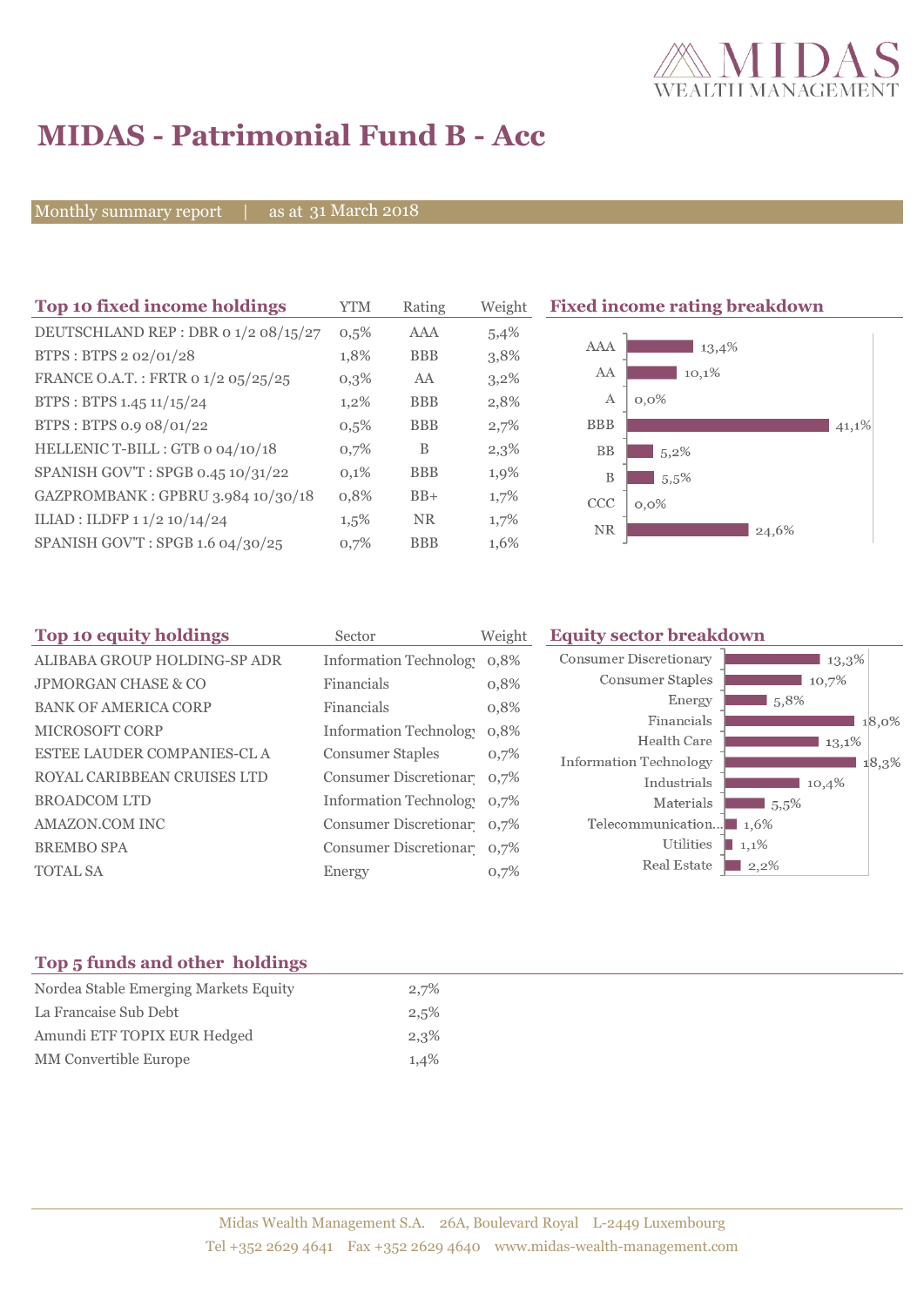# MIDAS - Patrimonial Fund B - Acc

Monthly summary report | as at 31 March 2018

## Top 10 fixed income holdings

| Top 10 fixed income holdings | YTM | Rating | Weight |
|---|---|---|---|
| DEUTSCHLAND REP : DBR 0 1/2 08/15/27 | 0,5% | AAA | 5,4% |
| BTPS : BTPS 2 02/01/28 | 1,8% | BBB | 3,8% |
| FRANCE O.A.T. : FRTR 0 1/2 05/25/25 | 0,3% | AA | 3,2% |
| BTPS : BTPS 1.45 11/15/24 | 1,2% | BBB | 2,8% |
| BTPS : BTPS 0.9 08/01/22 | 0,5% | BBB | 2,7% |
| HELLENIC T-BILL : GTB 0 04/10/18 | 0,7% | B | 2,3% |
| SPANISH GOV'T : SPGB 0.45 10/31/22 | 0,1% | BBB | 1,9% |
| GAZPROMBANK : GPBRU 3.984 10/30/18 | 0,8% | BB+ | 1,7% |
| ILIAD : ILDFP 1 1/2 10/14/24 | 1,5% | NR | 1,7% |
| SPANISH GOV'T : SPGB 1.6 04/30/25 | 0,7% | BBB | 1,6% |

## Fixed income rating breakdown

| Rating | Weight |
|---|---|
| AAA | 13,4% |
| AA | 10,1% |
| A | 0,0% |
| BBB | 41,1% |
| BB | 5,2% |
| B | 5,5% |
| CCC | 0,0% |
| NR | 24,6% |

## Top 10 equity holdings

| Top 10 equity holdings | Sector | Weight |
|---|---|---|
| ALIBABA GROUP HOLDING-SP ADR | Information Technology | 0,8% |
| JPMORGAN CHASE & CO | Financials | 0,8% |
| BANK OF AMERICA CORP | Financials | 0,8% |
| MICROSOFT CORP | Information Technology | 0,8% |
| ESTEE LAUDER COMPANIES-CL A | Consumer Staples | 0,7% |
| ROYAL CARIBBEAN CRUISES LTD | Consumer Discretionary | 0,7% |
| BROADCOM LTD | Information Technology | 0,7% |
| AMAZON.COM INC | Consumer Discretionary | 0,7% |
| BREMBO SPA | Consumer Discretionary | 0,7% |
| TOTAL SA | Energy | 0,7% |

## Equity sector breakdown

| Sector | Weight |
|---|---|
| Consumer Discretionary | 13,3% |
| Consumer Staples | 10,7% |
| Energy | 5,8% |
| Financials | 18,0% |
| Health Care | 13,1% |
| Information Technology | 18,3% |
| Industrials | 10,4% |
| Materials | 5,5% |
| Telecommunication... | 1,6% |
| Utilities | 1,1% |
| Real Estate | 2,2% |

## Top 5 funds and other holdings

| Top 5 funds and other holdings | Weight |
|---|---|
| Nordea Stable Emerging Markets Equity | 2,7% |
| La Francaise Sub Debt | 2,5% |
| Amundi ETF TOPIX EUR Hedged | 2,3% |
| MM Convertible Europe | 1,4% |

Midas Wealth Management S.A. 26A, Boulevard Royal L-2449 Luxembourg
Tel +352 2629 4641 Fax +352 2629 4640 www.midas-wealth-management.com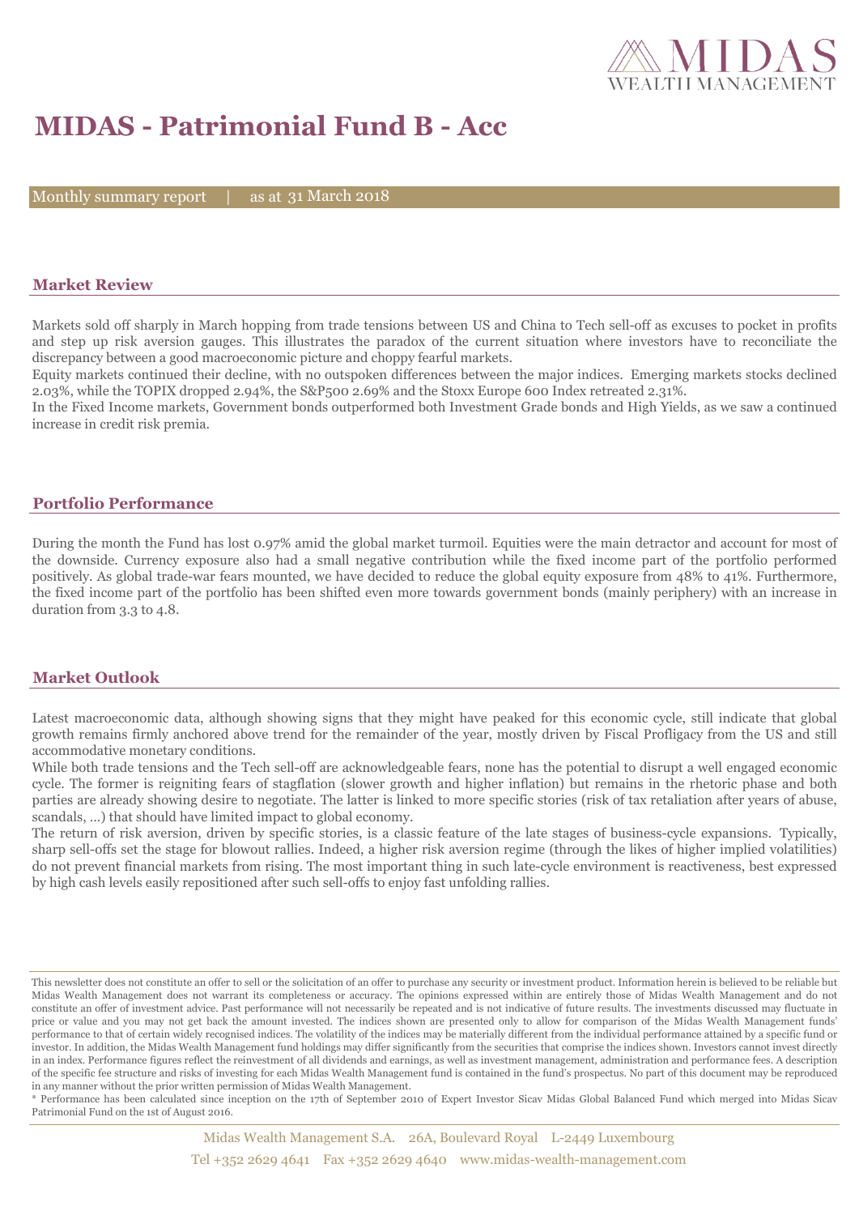# MIDAS - Patrimonial Fund B - Acc

Monthly summary report | as at 31 March 2018

## Market Review

Markets sold off sharply in March hopping from trade tensions between US and China to Tech sell-off as excuses to pocket in profits and step up risk aversion gauges. This illustrates the paradox of the current situation where investors have to reconciliate the discrepancy between a good macroeconomic picture and choppy fearful markets.
Equity markets continued their decline, with no outspoken differences between the major indices. Emerging markets stocks declined 2.03%, while the TOPIX dropped 2.94%, the S&P500 2.69% and the Stoxx Europe 600 Index retreated 2.31%.
In the Fixed Income markets, Government bonds outperformed both Investment Grade bonds and High Yields, as we saw a continued increase in credit risk premia.

## Portfolio Performance

During the month the Fund has lost 0.97% amid the global market turmoil. Equities were the main detractor and account for most of the downside. Currency exposure also had a small negative contribution while the fixed income part of the portfolio performed positively. As global trade-war fears mounted, we have decided to reduce the global equity exposure from 48% to 41%. Furthermore, the fixed income part of the portfolio has been shifted even more towards government bonds (mainly periphery) with an increase in duration from 3.3 to 4.8.

## Market Outlook

Latest macroeconomic data, although showing signs that they might have peaked for this economic cycle, still indicate that global growth remains firmly anchored above trend for the remainder of the year, mostly driven by Fiscal Profligacy from the US and still accommodative monetary conditions.
While both trade tensions and the Tech sell-off are acknowledgeable fears, none has the potential to disrupt a well engaged economic cycle. The former is reigniting fears of stagflation (slower growth and higher inflation) but remains in the rhetoric phase and both parties are already showing desire to negotiate. The latter is linked to more specific stories (risk of tax retaliation after years of abuse, scandals, …) that should have limited impact to global economy.
The return of risk aversion, driven by specific stories, is a classic feature of the late stages of business-cycle expansions. Typically, sharp sell-offs set the stage for blowout rallies. Indeed, a higher risk aversion regime (through the likes of higher implied volatilities) do not prevent financial markets from rising. The most important thing in such late-cycle environment is reactiveness, best expressed by high cash levels easily repositioned after such sell-offs to enjoy fast unfolding rallies.

This newsletter does not constitute an offer to sell or the solicitation of an offer to purchase any security or investment product. Information herein is believed to be reliable but Midas Wealth Management does not warrant its completeness or accuracy. The opinions expressed within are entirely those of Midas Wealth Management and do not constitute an offer of investment advice. Past performance will not necessarily be repeated and is not indicative of future results. The investments discussed may fluctuate in price or value and you may not get back the amount invested. The indices shown are presented only to allow for comparison of the Midas Wealth Management funds' performance to that of certain widely recognised indices. The volatility of the indices may be materially different from the individual performance attained by a specific fund or investor. In addition, the Midas Wealth Management fund holdings may differ significantly from the securities that comprise the indices shown. Investors cannot invest directly in an index. Performance figures reflect the reinvestment of all dividends and earnings, as well as investment management, administration and performance fees. A description of the specific fee structure and risks of investing for each Midas Wealth Management fund is contained in the fund's prospectus. No part of this document may be reproduced in any manner without the prior written permission of Midas Wealth Management.

* Performance has been calculated since inception on the 17th of September 2010 of Expert Investor Sicav Midas Global Balanced Fund which merged into Midas Sicav Patrimonial Fund on the 1st of August 2016.

Midas Wealth Management S.A. 26A, Boulevard Royal L-2449 Luxembourg
Tel +352 2629 4641 Fax +352 2629 4640 www.midas-wealth-management.com